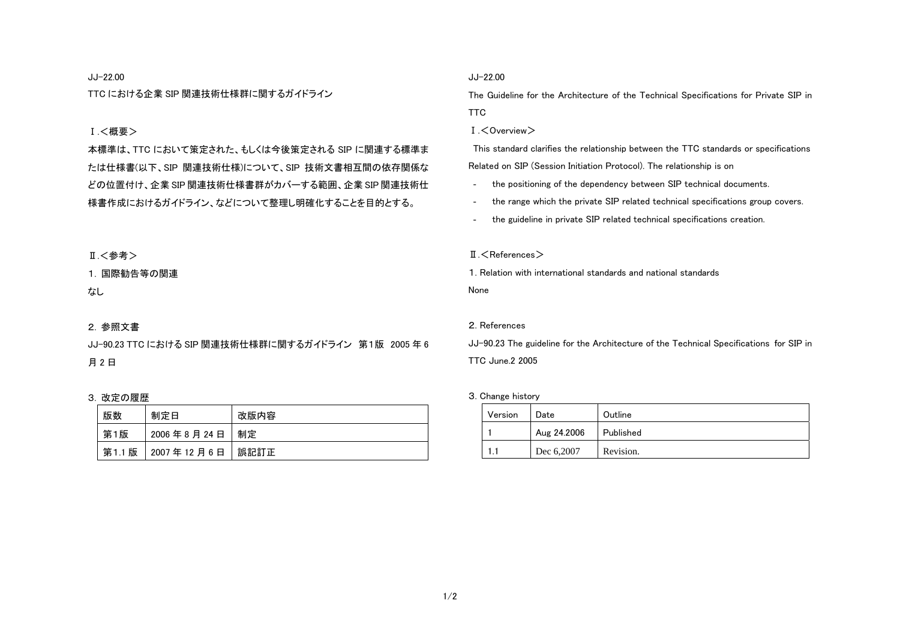JJ-22.00

# TTC における企業 SIP 関連技術仕様群に関するガイドライン

## Ⅰ.<概要>

本標準は、TTC において策定された、もしくは今後策定される SIP に関連する標準または仕様書(以下、SIP 関連技術仕様)について、SIP 技術文書相互間の依存関係などの位置付け、企業 SIP 関連技術仕様書群がカバーする範囲、企業 SIP 関連技術仕様書作成におけるガイドライン、などについて整理し明確化することを目的とする。

## Ⅱ.<参考>

### 1. 国際勧告等の関連

なし

### 2. 参照文書

JJ-90.23 TTC における SIP 関連技術仕様群に関するガイドライン 第1版 2005 年 6 月 2 日

### 3. 改定の履歴

| 版数 | 制定日 | 改版内容 |
|---|---|---|
| 第1版 | 2006 年 8 月 24 日 | 制定 |
| 第1.1 版 | 2007 年 12 月 6 日 | 誤記訂正 |

JJ-22.00

# The Guideline for the Architecture of the Technical Specifications for Private SIP in TTC

## Ⅰ.<Overview>

This standard clarifies the relationship between the TTC standards or specifications Related on SIP (Session Initiation Protocol). The relationship is on

- the positioning of the dependency between SIP technical documents.
- the range which the private SIP related technical specifications group covers.
- the guideline in private SIP related technical specifications creation.

## Ⅱ.<References>

### 1. Relation with international standards and national standards

None

### 2. References

JJ-90.23 The guideline for the Architecture of the Technical Specifications for SIP in TTC June.2 2005

### 3. Change history

| Version | Date | Outline |
|---|---|---|
| 1 | Aug 24.2006 | Published |
| 1.1 | Dec 6,2007 | Revision. |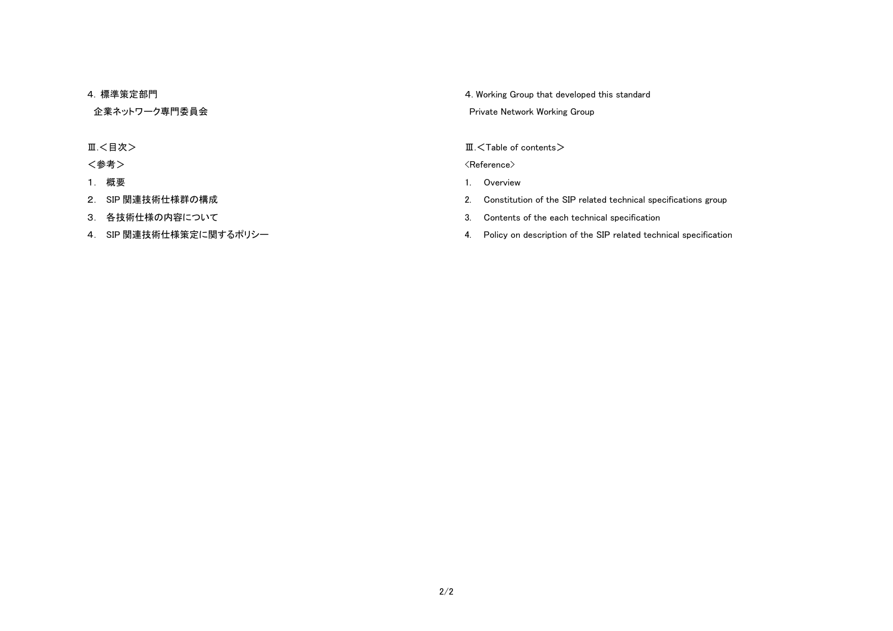4. 標準策定部門

企業ネットワーク専門委員会

Ⅲ.＜目次＞

＜参考＞

1． 概要

2． SIP 関連技術仕様群の構成

3． 各技術仕様の内容について

4． SIP 関連技術仕様策定に関するポリシー

4. Working Group that developed this standard

Private Network Working Group

Ⅲ.＜Table of contents＞

<Reference>

1. Overview

2. Constitution of the SIP related technical specifications group

3. Contents of the each technical specification

4. Policy on description of the SIP related technical specification